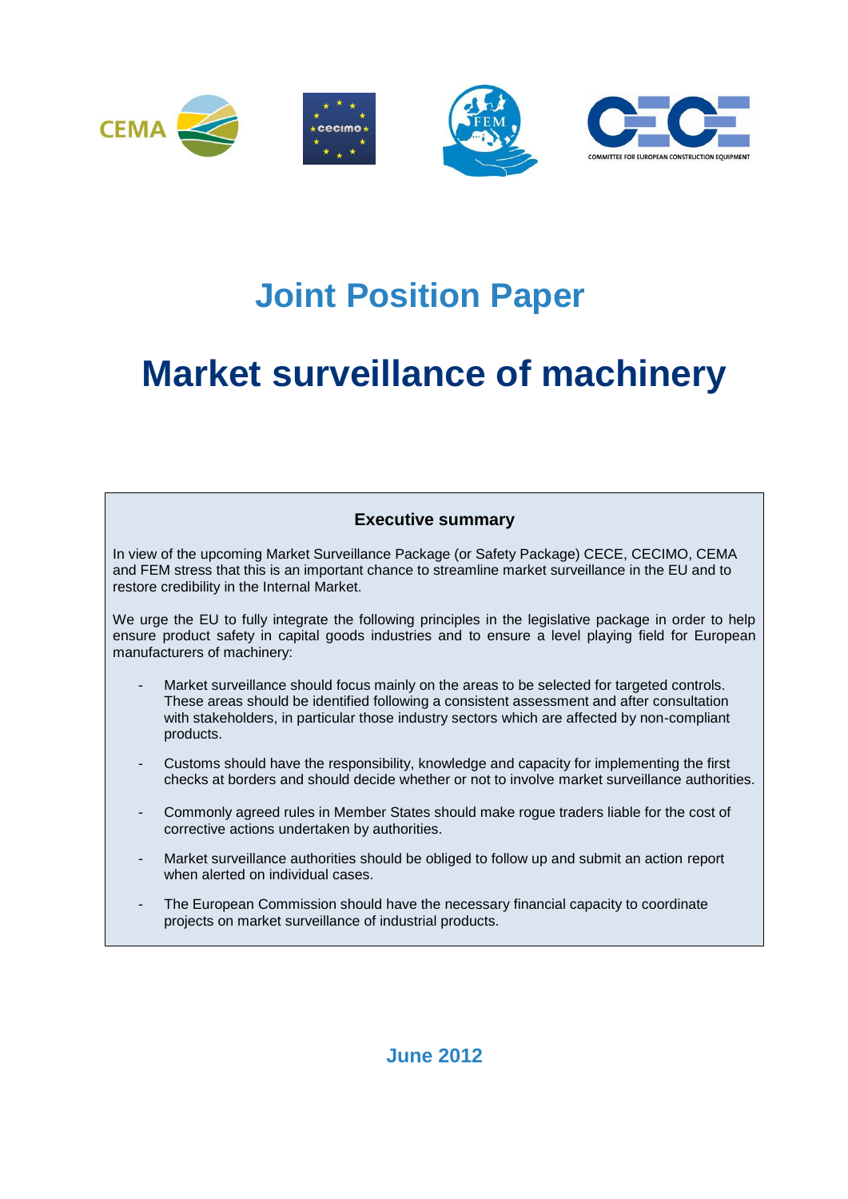# Joint Position Paper

# Market surveillance of machinery

### Executive summary

In view of the upcoming Market Surveillance Package (or Safety Package) CECE, CECIMO, CEMA and FEM stress that this is an important chance to streamline market surveillance in the EU and to restore credibility in the Internal Market.

We urge the EU to fully integrate the following principles in the legislative package in order to help ensure product safety in capital goods industries and to ensure a level playing field for European manufacturers of machinery:

- Market surveillance should focus mainly on the areas to be selected for targeted controls. These areas should be identified following a consistent assessment and after consultation with stakeholders, in particular those industry sectors which are affected by non-compliant products.
- Customs should have the responsibility, knowledge and capacity for implementing the first checks at borders and should decide whether or not to involve market surveillance authorities.
- Commonly agreed rules in Member States should make rogue traders liable for the cost of corrective actions undertaken by authorities.
- Market surveillance authorities should be obliged to follow up and submit an action report when alerted on individual cases.
- The European Commission should have the necessary financial capacity to coordinate projects on market surveillance of industrial products.

June 2012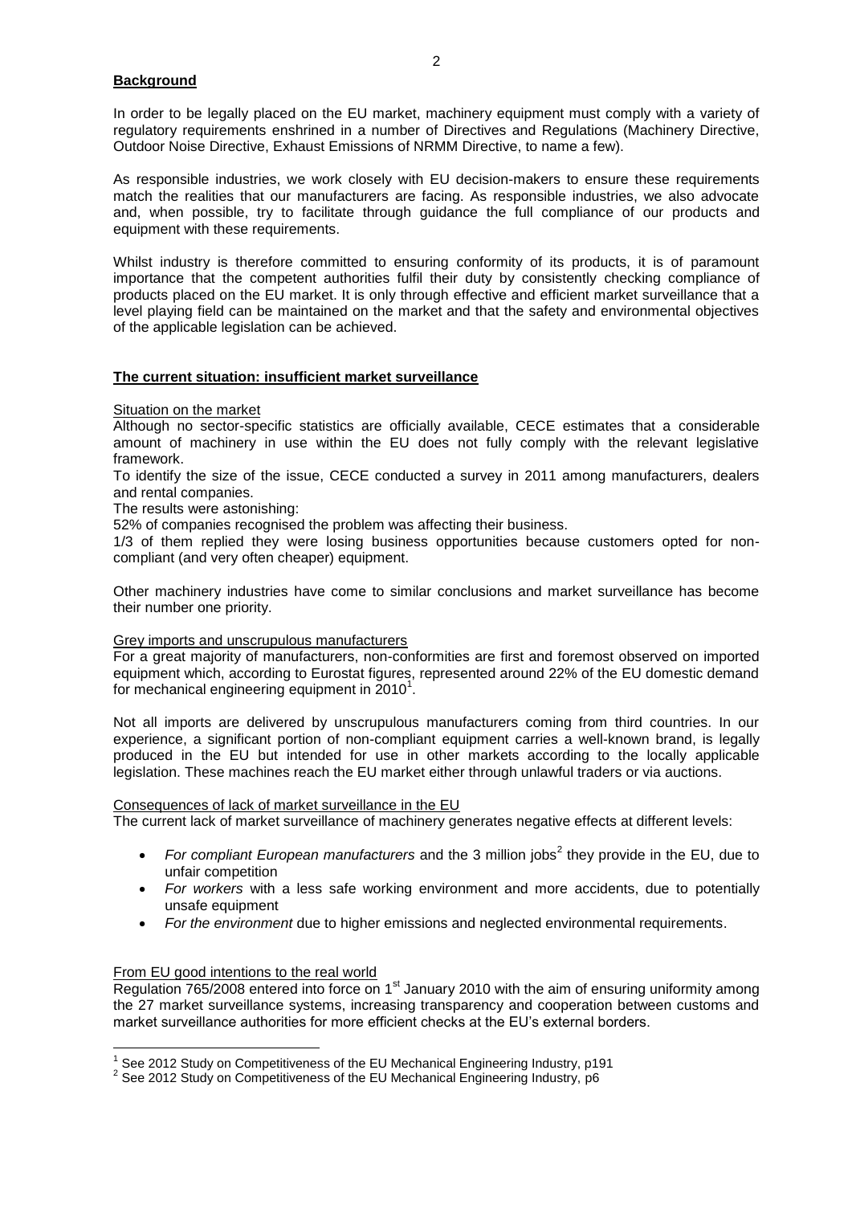## **Background**

In order to be legally placed on the EU market, machinery equipment must comply with a variety of regulatory requirements enshrined in a number of Directives and Regulations (Machinery Directive, Outdoor Noise Directive, Exhaust Emissions of NRMM Directive, to name a few).

As responsible industries, we work closely with EU decision-makers to ensure these requirements match the realities that our manufacturers are facing. As responsible industries, we also advocate and, when possible, try to facilitate through guidance the full compliance of our products and equipment with these requirements.

Whilst industry is therefore committed to ensuring conformity of its products, it is of paramount importance that the competent authorities fulfil their duty by consistently checking compliance of products placed on the EU market. It is only through effective and efficient market surveillance that a level playing field can be maintained on the market and that the safety and environmental objectives of the applicable legislation can be achieved.

## **The current situation: insufficient market surveillance**

### Situation on the market

Although no sector-specific statistics are officially available, CECE estimates that a considerable amount of machinery in use within the EU does not fully comply with the relevant legislative framework.

To identify the size of the issue, CECE conducted a survey in 2011 among manufacturers, dealers and rental companies.

The results were astonishing:

52% of companies recognised the problem was affecting their business.

1/3 of them replied they were losing business opportunities because customers opted for non-compliant (and very often cheaper) equipment.

Other machinery industries have come to similar conclusions and market surveillance has become their number one priority.

### Grey imports and unscrupulous manufacturers

For a great majority of manufacturers, non-conformities are first and foremost observed on imported equipment which, according to Eurostat figures, represented around 22% of the EU domestic demand for mechanical engineering equipment in 2010[1].

Not all imports are delivered by unscrupulous manufacturers coming from third countries. In our experience, a significant portion of non-compliant equipment carries a well-known brand, is legally produced in the EU but intended for use in other markets according to the locally applicable legislation. These machines reach the EU market either through unlawful traders or via auctions.

### Consequences of lack of market surveillance in the EU

The current lack of market surveillance of machinery generates negative effects at different levels:

- *For compliant European manufacturers* and the 3 million jobs[2] they provide in the EU, due to unfair competition
- *For workers* with a less safe working environment and more accidents, due to potentially unsafe equipment
- *For the environment* due to higher emissions and neglected environmental requirements.

### From EU good intentions to the real world

Regulation 765/2008 entered into force on 1st January 2010 with the aim of ensuring uniformity among the 27 market surveillance systems, increasing transparency and cooperation between customs and market surveillance authorities for more efficient checks at the EU's external borders.

---

[1] See 2012 Study on Competitiveness of the EU Mechanical Engineering Industry, p191

[2] See 2012 Study on Competitiveness of the EU Mechanical Engineering Industry, p6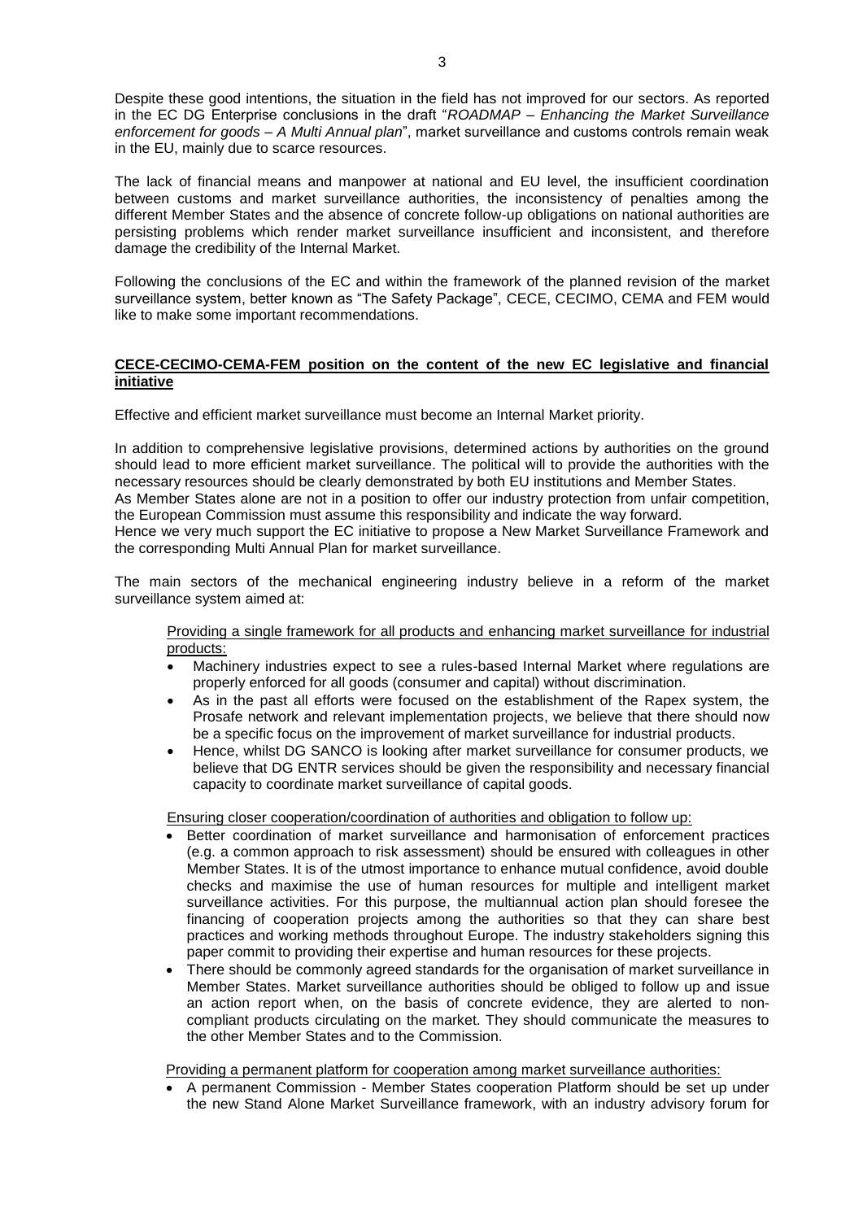Despite these good intentions, the situation in the field has not improved for our sectors. As reported in the EC DG Enterprise conclusions in the draft "*ROADMAP – Enhancing the Market Surveillance enforcement for goods – A Multi Annual plan*", market surveillance and customs controls remain weak in the EU, mainly due to scarce resources.

The lack of financial means and manpower at national and EU level, the insufficient coordination between customs and market surveillance authorities, the inconsistency of penalties among the different Member States and the absence of concrete follow-up obligations on national authorities are persisting problems which render market surveillance insufficient and inconsistent, and therefore damage the credibility of the Internal Market.

Following the conclusions of the EC and within the framework of the planned revision of the market surveillance system, better known as "The Safety Package", CECE, CECIMO, CEMA and FEM would like to make some important recommendations.

**CECE-CECIMO-CEMA-FEM position on the content of the new EC legislative and financial initiative**

Effective and efficient market surveillance must become an Internal Market priority.

In addition to comprehensive legislative provisions, determined actions by authorities on the ground should lead to more efficient market surveillance. The political will to provide the authorities with the necessary resources should be clearly demonstrated by both EU institutions and Member States.
As Member States alone are not in a position to offer our industry protection from unfair competition, the European Commission must assume this responsibility and indicate the way forward.
Hence we very much support the EC initiative to propose a New Market Surveillance Framework and the corresponding Multi Annual Plan for market surveillance.

The main sectors of the mechanical engineering industry believe in a reform of the market surveillance system aimed at:

Providing a single framework for all products and enhancing market surveillance for industrial products:

- Machinery industries expect to see a rules-based Internal Market where regulations are properly enforced for all goods (consumer and capital) without discrimination.
- As in the past all efforts were focused on the establishment of the Rapex system, the Prosafe network and relevant implementation projects, we believe that there should now be a specific focus on the improvement of market surveillance for industrial products.
- Hence, whilst DG SANCO is looking after market surveillance for consumer products, we believe that DG ENTR services should be given the responsibility and necessary financial capacity to coordinate market surveillance of capital goods.

Ensuring closer cooperation/coordination of authorities and obligation to follow up:

- Better coordination of market surveillance and harmonisation of enforcement practices (e.g. a common approach to risk assessment) should be ensured with colleagues in other Member States. It is of the utmost importance to enhance mutual confidence, avoid double checks and maximise the use of human resources for multiple and intelligent market surveillance activities. For this purpose, the multiannual action plan should foresee the financing of cooperation projects among the authorities so that they can share best practices and working methods throughout Europe. The industry stakeholders signing this paper commit to providing their expertise and human resources for these projects.
- There should be commonly agreed standards for the organisation of market surveillance in Member States. Market surveillance authorities should be obliged to follow up and issue an action report when, on the basis of concrete evidence, they are alerted to non-compliant products circulating on the market. They should communicate the measures to the other Member States and to the Commission.

Providing a permanent platform for cooperation among market surveillance authorities:

- A permanent Commission - Member States cooperation Platform should be set up under the new Stand Alone Market Surveillance framework, with an industry advisory forum for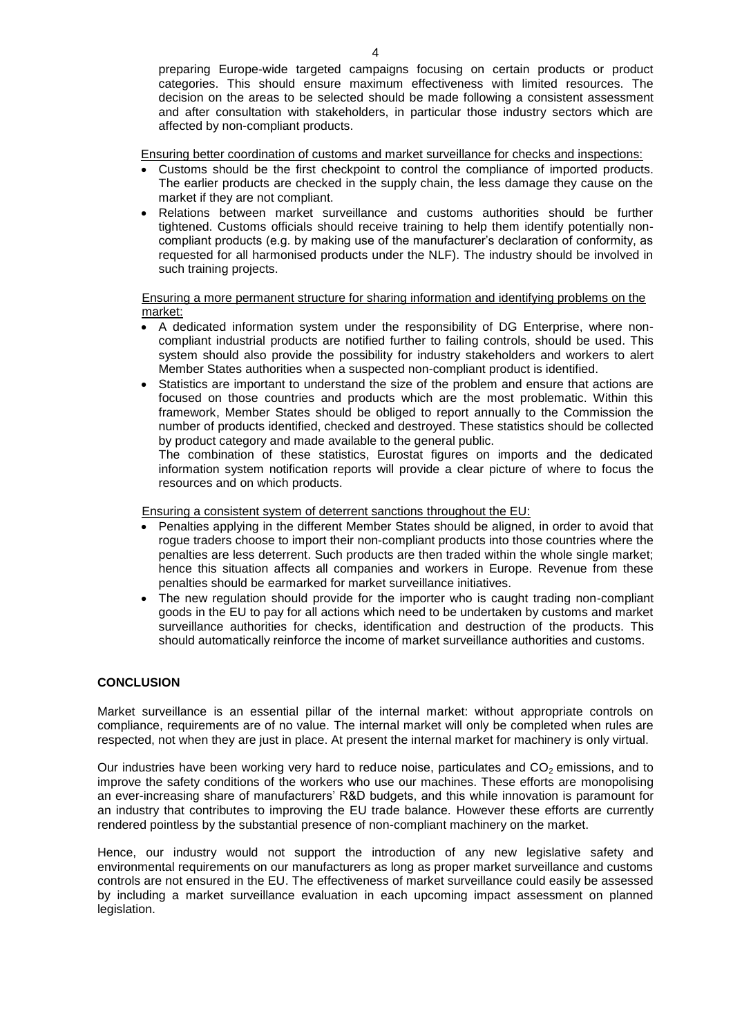preparing Europe-wide targeted campaigns focusing on certain products or product categories. This should ensure maximum effectiveness with limited resources. The decision on the areas to be selected should be made following a consistent assessment and after consultation with stakeholders, in particular those industry sectors which are affected by non-compliant products.

Ensuring better coordination of customs and market surveillance for checks and inspections:

- Customs should be the first checkpoint to control the compliance of imported products. The earlier products are checked in the supply chain, the less damage they cause on the market if they are not compliant.
- Relations between market surveillance and customs authorities should be further tightened. Customs officials should receive training to help them identify potentially non-compliant products (e.g. by making use of the manufacturer's declaration of conformity, as requested for all harmonised products under the NLF). The industry should be involved in such training projects.

Ensuring a more permanent structure for sharing information and identifying problems on the market:

- A dedicated information system under the responsibility of DG Enterprise, where non-compliant industrial products are notified further to failing controls, should be used. This system should also provide the possibility for industry stakeholders and workers to alert Member States authorities when a suspected non-compliant product is identified.
- Statistics are important to understand the size of the problem and ensure that actions are focused on those countries and products which are the most problematic. Within this framework, Member States should be obliged to report annually to the Commission the number of products identified, checked and destroyed. These statistics should be collected by product category and made available to the general public.
  The combination of these statistics, Eurostat figures on imports and the dedicated information system notification reports will provide a clear picture of where to focus the resources and on which products.

Ensuring a consistent system of deterrent sanctions throughout the EU:

- Penalties applying in the different Member States should be aligned, in order to avoid that rogue traders choose to import their non-compliant products into those countries where the penalties are less deterrent. Such products are then traded within the whole single market; hence this situation affects all companies and workers in Europe. Revenue from these penalties should be earmarked for market surveillance initiatives.
- The new regulation should provide for the importer who is caught trading non-compliant goods in the EU to pay for all actions which need to be undertaken by customs and market surveillance authorities for checks, identification and destruction of the products. This should automatically reinforce the income of market surveillance authorities and customs.

**CONCLUSION**

Market surveillance is an essential pillar of the internal market: without appropriate controls on compliance, requirements are of no value. The internal market will only be completed when rules are respected, not when they are just in place. At present the internal market for machinery is only virtual.

Our industries have been working very hard to reduce noise, particulates and $CO_2$ emissions, and to improve the safety conditions of the workers who use our machines. These efforts are monopolising an ever-increasing share of manufacturers' R&D budgets, and this while innovation is paramount for an industry that contributes to improving the EU trade balance. However these efforts are currently rendered pointless by the substantial presence of non-compliant machinery on the market.

Hence, our industry would not support the introduction of any new legislative safety and environmental requirements on our manufacturers as long as proper market surveillance and customs controls are not ensured in the EU. The effectiveness of market surveillance could easily be assessed by including a market surveillance evaluation in each upcoming impact assessment on planned legislation.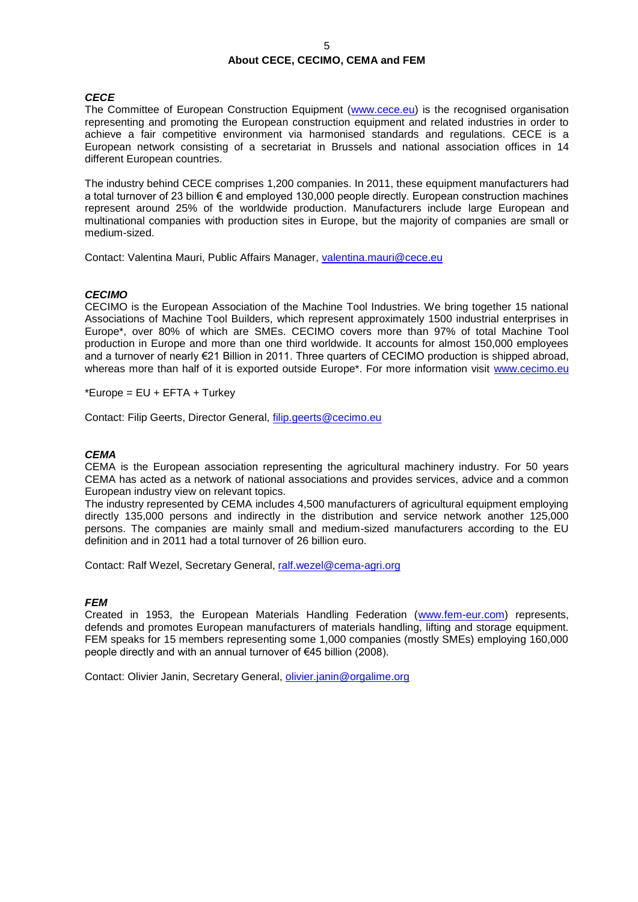## About CECE, CECIMO, CEMA and FEM

### *CECE*

The Committee of European Construction Equipment (www.cece.eu) is the recognised organisation representing and promoting the European construction equipment and related industries in order to achieve a fair competitive environment via harmonised standards and regulations. CECE is a European network consisting of a secretariat in Brussels and national association offices in 14 different European countries.

The industry behind CECE comprises 1,200 companies. In 2011, these equipment manufacturers had a total turnover of 23 billion € and employed 130,000 people directly. European construction machines represent around 25% of the worldwide production. Manufacturers include large European and multinational companies with production sites in Europe, but the majority of companies are small or medium-sized.

Contact: Valentina Mauri, Public Affairs Manager, valentina.mauri@cece.eu

### *CECIMO*

CECIMO is the European Association of the Machine Tool Industries. We bring together 15 national Associations of Machine Tool Builders, which represent approximately 1500 industrial enterprises in Europe*, over 80% of which are SMEs. CECIMO covers more than 97% of total Machine Tool production in Europe and more than one third worldwide. It accounts for almost 150,000 employees and a turnover of nearly €21 Billion in 2011. Three quarters of CECIMO production is shipped abroad, whereas more than half of it is exported outside Europe*. For more information visit www.cecimo.eu

*Europe = EU + EFTA + Turkey

Contact: Filip Geerts, Director General, filip.geerts@cecimo.eu

### *CEMA*

CEMA is the European association representing the agricultural machinery industry. For 50 years CEMA has acted as a network of national associations and provides services, advice and a common European industry view on relevant topics.
The industry represented by CEMA includes 4,500 manufacturers of agricultural equipment employing directly 135,000 persons and indirectly in the distribution and service network another 125,000 persons. The companies are mainly small and medium-sized manufacturers according to the EU definition and in 2011 had a total turnover of 26 billion euro.

Contact: Ralf Wezel, Secretary General, ralf.wezel@cema-agri.org

### *FEM*

Created in 1953, the European Materials Handling Federation (www.fem-eur.com) represents, defends and promotes European manufacturers of materials handling, lifting and storage equipment. FEM speaks for 15 members representing some 1,000 companies (mostly SMEs) employing 160,000 people directly and with an annual turnover of €45 billion (2008).

Contact: Olivier Janin, Secretary General, olivier.janin@orgalime.org